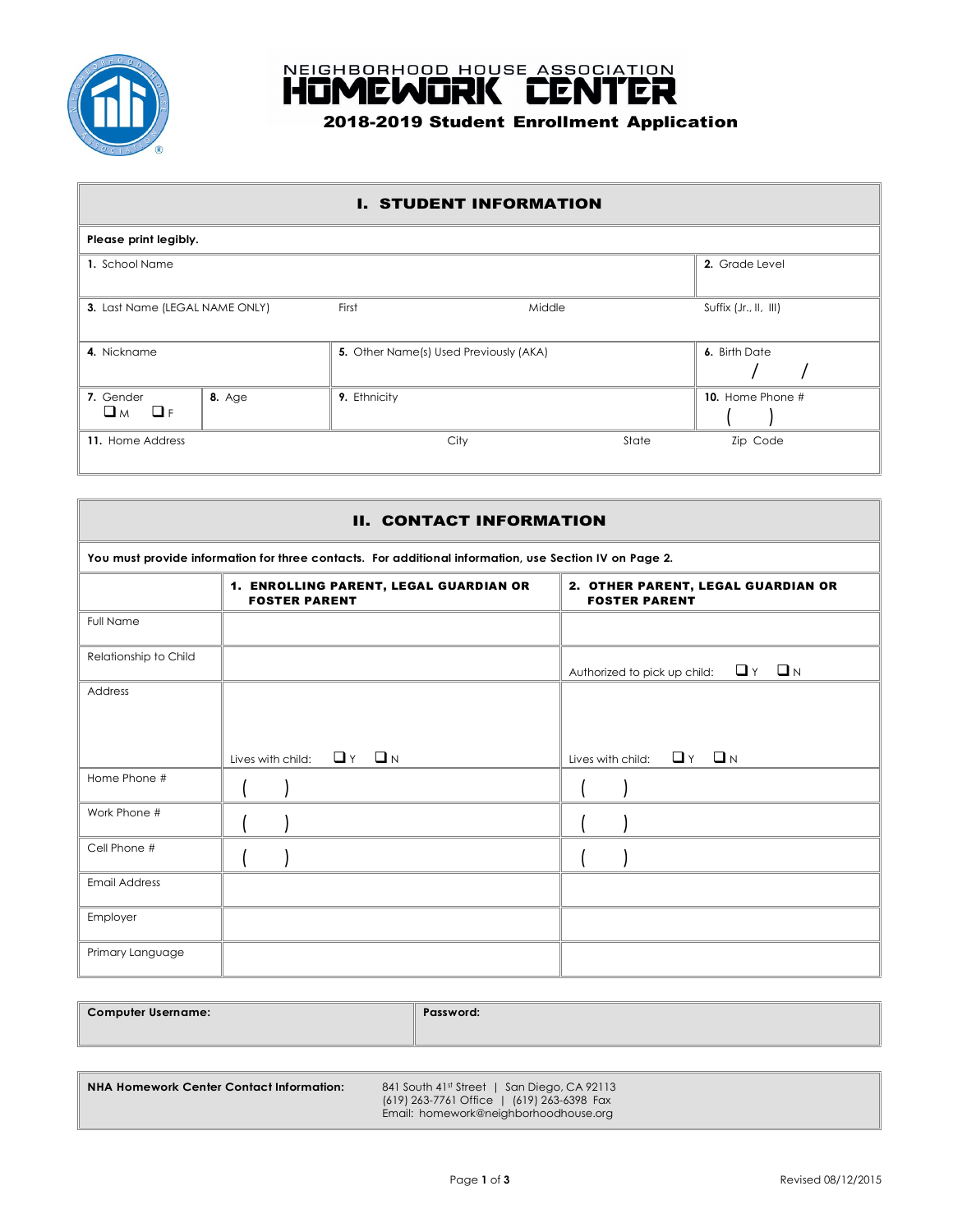NEIGHBORHOOD HOUSE ASSOCIATION

# HOMEWORK CENTER

## 2018-2019 Student Enrollment Application

## I. STUDENT INFORMATION

**Please print legibly.**

| | | | |
|---|---|---|---|
| **1.** School Name | | | **2.** Grade Level |
| **3.** Last Name (LEGAL NAME ONLY) | First | Middle | Suffix (Jr., II, III) |
| **4.** Nickname | **5.** Other Name(s) Used Previously (AKA) | | **6.** Birth Date / / |
| **7.** Gender ❑ M ❑ F | **8.** Age | **9.** Ethnicity | **10.** Home Phone # ( ) |
| **11.** Home Address | City | State | Zip Code |

## II. CONTACT INFORMATION

**You must provide information for three contacts. For additional information, use Section IV on Page 2.**

| | **1. ENROLLING PARENT, LEGAL GUARDIAN OR FOSTER PARENT** | **2. OTHER PARENT, LEGAL GUARDIAN OR FOSTER PARENT** |
|---|---|---|
| Full Name | | |
| Relationship to Child | | Authorized to pick up child: ❑ Y ❑ N |
| Address | Lives with child: ❑ Y ❑ N | Lives with child: ❑ Y ❑ N |
| Home Phone # | ( ) | ( ) |
| Work Phone # | ( ) | ( ) |
| Cell Phone # | ( ) | ( ) |
| Email Address | | |
| Employer | | |
| Primary Language | | |

| | |
|---|---|
| **Computer Username:** | **Password:** |

| | |
|---|---|
| **NHA Homework Center Contact Information:** | 841 South 41st Street \| San Diego, CA 92113<br>(619) 263-7761 Office \| (619) 263-6398 Fax<br>Email: homework@neighborhoodhouse.org |

Revised 08/12/2015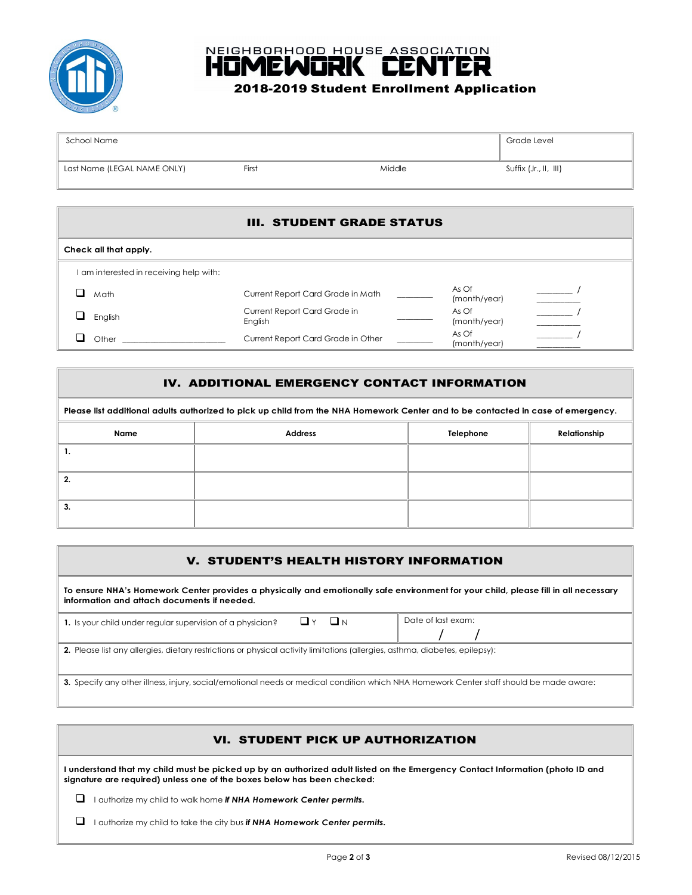NEIGHBORHOOD HOUSE ASSOCIATION
# HOMEWORK CENTER
## 2018-2019 Student Enrollment Application

| School Name | | | Grade Level |
|---|---|---|---|
| Last Name (LEGAL NAME ONLY) | First | Middle | Suffix (Jr., II, III) |

## III. STUDENT GRADE STATUS

**Check all that apply.**

I am interested in receiving help with:

| | | | | |
|---|---|---|---|---|
| ❑ Math | Current Report Card Grade in Math | ________ | As Of (month/year) | ________ / ________ |
| ❑ English | Current Report Card Grade in English | ________ | As Of (month/year) | ________ / ________ |
| ❑ Other ______________________ | Current Report Card Grade in Other | ________ | As Of (month/year) | ________ / ________ |

## IV. ADDITIONAL EMERGENCY CONTACT INFORMATION

**Please list additional adults authorized to pick up child from the NHA Homework Center and to be contacted in case of emergency.**

| Name | Address | Telephone | Relationship |
|---|---|---|---|
| 1. | | | |
| 2. | | | |
| 3. | | | |

## V. STUDENT'S HEALTH HISTORY INFORMATION

**To ensure NHA's Homework Center provides a physically and emotionally safe environment for your child, please fill in all necessary information and attach documents if needed.**

**1.** Is your child under regular supervision of a physician? ❑ Y ❑ N    Date of last exam: ____ / ____ / ____

**2.** Please list any allergies, dietary restrictions or physical activity limitations (allergies, asthma, diabetes, epilepsy):

**3.** Specify any other illness, injury, social/emotional needs or medical condition which NHA Homework Center staff should be made aware:

## VI. STUDENT PICK UP AUTHORIZATION

**I understand that my child must be picked up by an authorized adult listed on the Emergency Contact Information (photo ID and signature are required) unless one of the boxes below has been checked:**

❑ I authorize my child to walk home ***if NHA Homework Center permits.***

❑ I authorize my child to take the city bus ***if NHA Homework Center permits.***

Revised 08/12/2015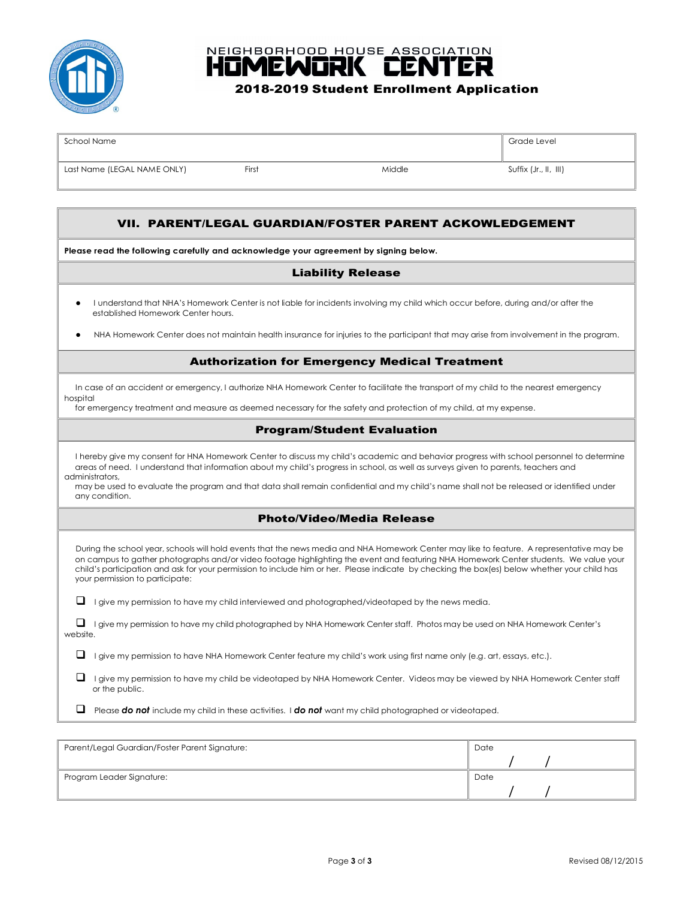NEIGHBORHOOD HOUSE ASSOCIATION

# HOMEWORK CENTER

## 2018-2019 Student Enrollment Application

| | | | |
|---|---|---|---|
| School Name | | | Grade Level |
| Last Name (LEGAL NAME ONLY) | First | Middle | Suffix (Jr., II, III) |

## VII. PARENT/LEGAL GUARDIAN/FOSTER PARENT ACKOWLEDGEMENT

**Please read the following carefully and acknowledge your agreement by signing below.**

### Liability Release

- I understand that NHA's Homework Center is not liable for incidents involving my child which occur before, during and/or after the established Homework Center hours.
- NHA Homework Center does not maintain health insurance for injuries to the participant that may arise from involvement in the program.

### Authorization for Emergency Medical Treatment

In case of an accident or emergency, I authorize NHA Homework Center to facilitate the transport of my child to the nearest emergency hospital for emergency treatment and measure as deemed necessary for the safety and protection of my child, at my expense.

### Program/Student Evaluation

I hereby give my consent for HNA Homework Center to discuss my child's academic and behavior progress with school personnel to determine areas of need. I understand that information about my child's progress in school, as well as surveys given to parents, teachers and administrators, may be used to evaluate the program and that data shall remain confidential and my child's name shall not be released or identified under any condition.

### Photo/Video/Media Release

During the school year, schools will hold events that the news media and NHA Homework Center may like to feature. A representative may be on campus to gather photographs and/or video footage highlighting the event and featuring NHA Homework Center students. We value your child's participation and ask for your permission to include him or her. Please indicate by checking the box(es) below whether your child has your permission to participate:

- ☐ I give my permission to have my child interviewed and photographed/videotaped by the news media.
- ☐ I give my permission to have my child photographed by NHA Homework Center staff. Photos may be used on NHA Homework Center's website.
- ☐ I give my permission to have NHA Homework Center feature my child's work using first name only (e.g. art, essays, etc.).
- ☐ I give my permission to have my child be videotaped by NHA Homework Center. Videos may be viewed by NHA Homework Center staff or the public.
- ☐ Please ***do not*** include my child in these activities. I ***do not*** want my child photographed or videotaped.

| | |
|---|---|
| Parent/Legal Guardian/Foster Parent Signature: | Date / / |
| Program Leader Signature: | Date / / |

Revised 08/12/2015